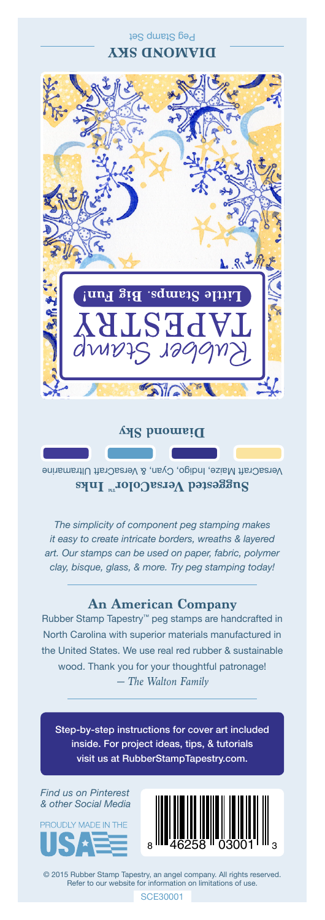# DIAMOND SKY

Peg Stamp Set

Rubber Stamp TAPESTRY

Little Stamps. Big Fun!

**Diamond Sky**

**Suggested VersaColor™ Inks**

VersaCraft Maize, Indigo, Cyan, & VersaCraft Ultramarine

*The simplicity of component peg stamping makes it easy to create intricate borders, wreaths & layered art. Our stamps can be used on paper, fabric, polymer clay, bisque, glass, & more. Try peg stamping today!*

## An American Company

Rubber Stamp Tapestry™ peg stamps are handcrafted in North Carolina with superior materials manufactured in the United States. We use real red rubber & sustainable wood. Thank you for your thoughtful patronage!
*— The Walton Family*

Step-by-step instructions for cover art included inside. For project ideas, tips, & tutorials visit us at RubberStampTapestry.com.

*Find us on Pinterest & other Social Media*

PROUDLY MADE IN THE USA

8 46258 03001 3

© 2015 Rubber Stamp Tapestry, an angel company. All rights reserved. Refer to our website for information on limitations of use.

SCE30001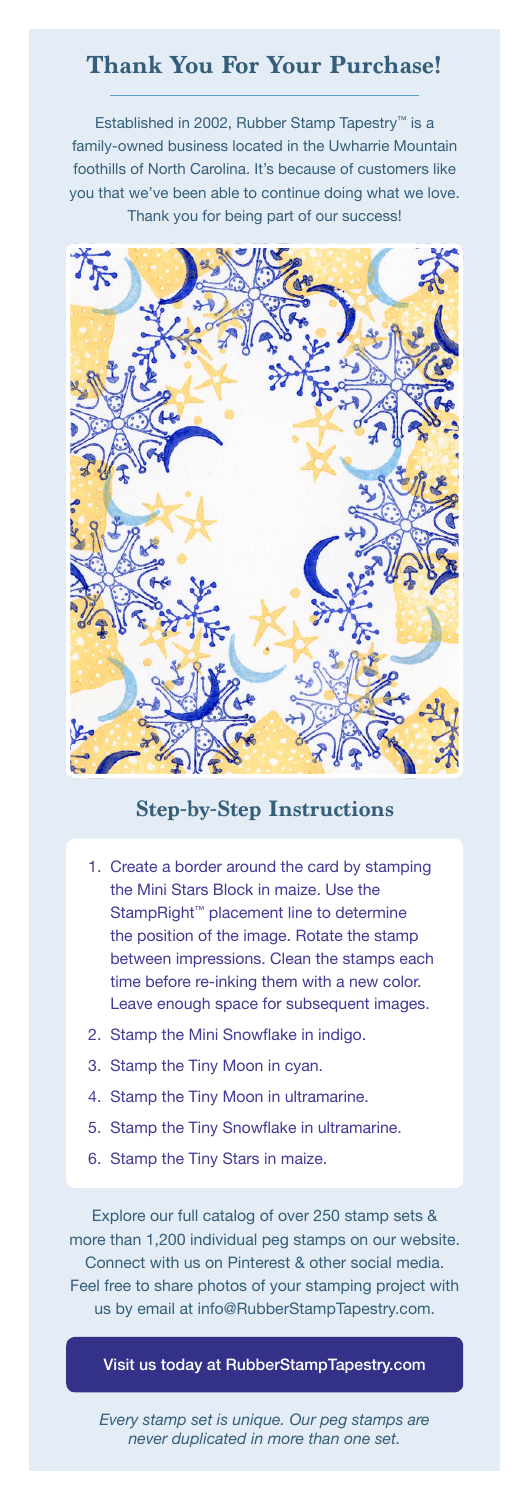## Thank You For Your Purchase!

Established in 2002, Rubber Stamp Tapestry™ is a family-owned business located in the Uwharrie Mountain foothills of North Carolina. It's because of customers like you that we've been able to continue doing what we love. Thank you for being part of our success!

### Step-by-Step Instructions

1. Create a border around the card by stamping the Mini Stars Block in maize. Use the StampRight™ placement line to determine the position of the image. Rotate the stamp between impressions. Clean the stamps each time before re-inking them with a new color. Leave enough space for subsequent images.
2. Stamp the Mini Snowflake in indigo.
3. Stamp the Tiny Moon in cyan.
4. Stamp the Tiny Moon in ultramarine.
5. Stamp the Tiny Snowflake in ultramarine.
6. Stamp the Tiny Stars in maize.

Explore our full catalog of over 250 stamp sets & more than 1,200 individual peg stamps on our website. Connect with us on Pinterest & other social media. Feel free to share photos of your stamping project with us by email at info@RubberStampTapestry.com.

**Visit us today at RubberStampTapestry.com**

*Every stamp set is unique. Our peg stamps are never duplicated in more than one set.*